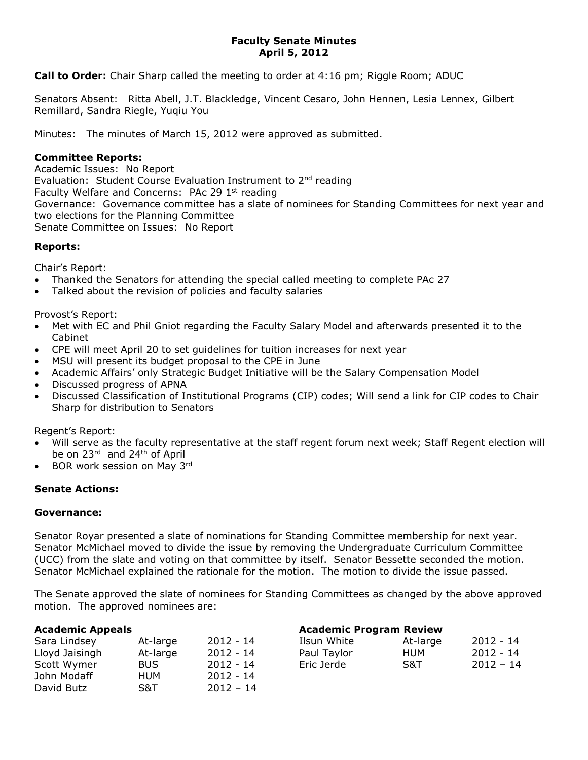# Faculty Senate Minutes
## April 5, 2012

**Call to Order:** Chair Sharp called the meeting to order at 4:16 pm; Riggle Room; ADUC

Senators Absent: Ritta Abell, J.T. Blackledge, Vincent Cesaro, John Hennen, Lesia Lennex, Gilbert Remillard, Sandra Riegle, Yuqiu You

Minutes: The minutes of March 15, 2012 were approved as submitted.

**Committee Reports:**

Academic Issues: No Report
Evaluation: Student Course Evaluation Instrument to 2nd reading
Faculty Welfare and Concerns: PAc 29 1st reading
Governance: Governance committee has a slate of nominees for Standing Committees for next year and two elections for the Planning Committee
Senate Committee on Issues: No Report

**Reports:**

Chair's Report:

- Thanked the Senators for attending the special called meeting to complete PAc 27
- Talked about the revision of policies and faculty salaries

Provost's Report:

- Met with EC and Phil Gniot regarding the Faculty Salary Model and afterwards presented it to the Cabinet
- CPE will meet April 20 to set guidelines for tuition increases for next year
- MSU will present its budget proposal to the CPE in June
- Academic Affairs' only Strategic Budget Initiative will be the Salary Compensation Model
- Discussed progress of APNA
- Discussed Classification of Institutional Programs (CIP) codes; Will send a link for CIP codes to Chair Sharp for distribution to Senators

Regent's Report:

- Will serve as the faculty representative at the staff regent forum next week; Staff Regent election will be on 23rd and 24th of April
- BOR work session on May 3rd

**Senate Actions:**

**Governance:**

Senator Royar presented a slate of nominations for Standing Committee membership for next year. Senator McMichael moved to divide the issue by removing the Undergraduate Curriculum Committee (UCC) from the slate and voting on that committee by itself. Senator Bessette seconded the motion. Senator McMichael explained the rationale for the motion. The motion to divide the issue passed.

The Senate approved the slate of nominees for Standing Committees as changed by the above approved motion. The approved nominees are:

**Academic Appeals**

| | | |
|---|---|---|
| Sara Lindsey | At-large | 2012 - 14 |
| Lloyd Jaisingh | At-large | 2012 - 14 |
| Scott Wymer | BUS | 2012 - 14 |
| John Modaff | HUM | 2012 - 14 |
| David Butz | S&T | 2012 – 14 |

**Academic Program Review**

| | | |
|---|---|---|
| Ilsun White | At-large | 2012 - 14 |
| Paul Taylor | HUM | 2012 - 14 |
| Eric Jerde | S&T | 2012 – 14 |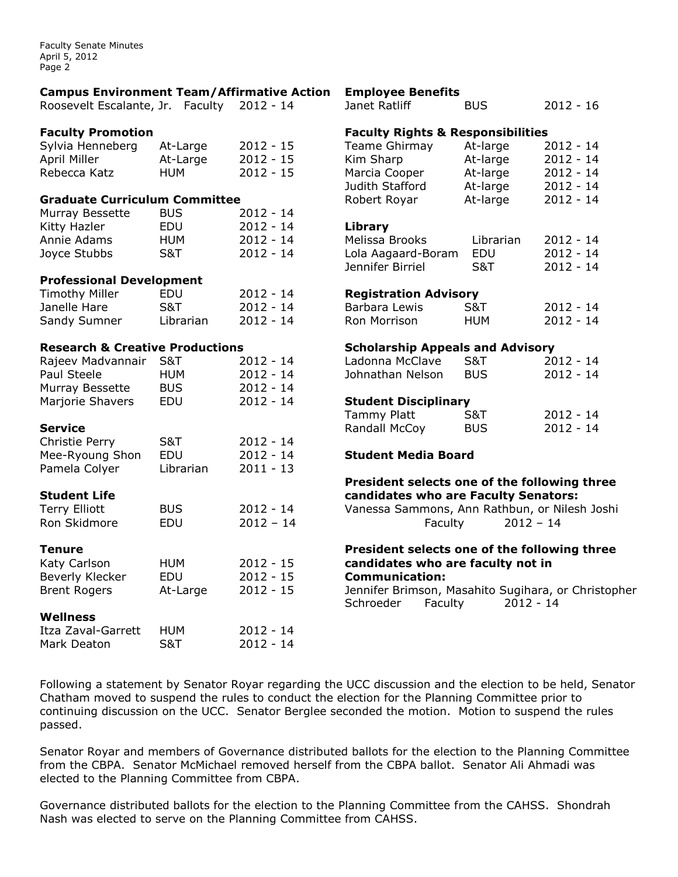**Campus Environment Team/Affirmative Action**

| | | |
|---|---|---|
| Roosevelt Escalante, Jr. | Faculty | 2012 - 14 |

**Faculty Promotion**

| | | |
|---|---|---|
| Sylvia Henneberg | At-Large | 2012 - 15 |
| April Miller | At-Large | 2012 - 15 |
| Rebecca Katz | HUM | 2012 - 15 |

**Graduate Curriculum Committee**

| | | |
|---|---|---|
| Murray Bessette | BUS | 2012 - 14 |
| Kitty Hazler | EDU | 2012 - 14 |
| Annie Adams | HUM | 2012 - 14 |
| Joyce Stubbs | S&T | 2012 - 14 |

**Professional Development**

| | | |
|---|---|---|
| Timothy Miller | EDU | 2012 - 14 |
| Janelle Hare | S&T | 2012 - 14 |
| Sandy Sumner | Librarian | 2012 - 14 |

**Research & Creative Productions**

| | | |
|---|---|---|
| Rajeev Madvannair | S&T | 2012 - 14 |
| Paul Steele | HUM | 2012 - 14 |
| Murray Bessette | BUS | 2012 - 14 |
| Marjorie Shavers | EDU | 2012 - 14 |

**Service**

| | | |
|---|---|---|
| Christie Perry | S&T | 2012 - 14 |
| Mee-Ryoung Shon | EDU | 2012 - 14 |
| Pamela Colyer | Librarian | 2011 - 13 |

**Student Life**

| | | |
|---|---|---|
| Terry Elliott | BUS | 2012 - 14 |
| Ron Skidmore | EDU | 2012 – 14 |

**Tenure**

| | | |
|---|---|---|
| Katy Carlson | HUM | 2012 - 15 |
| Beverly Klecker | EDU | 2012 - 15 |
| Brent Rogers | At-Large | 2012 - 15 |

**Wellness**

| | | |
|---|---|---|
| Itza Zaval-Garrett | HUM | 2012 - 14 |
| Mark Deaton | S&T | 2012 - 14 |

**Employee Benefits**

| | | |
|---|---|---|
| Janet Ratliff | BUS | 2012 - 16 |

**Faculty Rights & Responsibilities**

| | | |
|---|---|---|
| Teame Ghirmay | At-large | 2012 - 14 |
| Kim Sharp | At-large | 2012 - 14 |
| Marcia Cooper | At-large | 2012 - 14 |
| Judith Stafford | At-large | 2012 - 14 |
| Robert Royar | At-large | 2012 - 14 |

**Library**

| | | |
|---|---|---|
| Melissa Brooks | Librarian | 2012 - 14 |
| Lola Aagaard-Boram | EDU | 2012 - 14 |
| Jennifer Birriel | S&T | 2012 - 14 |

**Registration Advisory**

| | | |
|---|---|---|
| Barbara Lewis | S&T | 2012 - 14 |
| Ron Morrison | HUM | 2012 - 14 |

**Scholarship Appeals and Advisory**

| | | |
|---|---|---|
| Ladonna McClave | S&T | 2012 - 14 |
| Johnathan Nelson | BUS | 2012 - 14 |

**Student Disciplinary**

| | | |
|---|---|---|
| Tammy Platt | S&T | 2012 - 14 |
| Randall McCoy | BUS | 2012 - 14 |

**Student Media Board**

**President selects one of the following three candidates who are Faculty Senators:**
Vanessa Sammons, Ann Rathbun, or Nilesh Joshi
Faculty 2012 – 14

**President selects one of the following three candidates who are faculty not in Communication:**
Jennifer Brimson, Masahito Sugihara, or Christopher Schroeder Faculty 2012 - 14

Following a statement by Senator Royar regarding the UCC discussion and the election to be held, Senator Chatham moved to suspend the rules to conduct the election for the Planning Committee prior to continuing discussion on the UCC. Senator Berglee seconded the motion. Motion to suspend the rules passed.

Senator Royar and members of Governance distributed ballots for the election to the Planning Committee from the CBPA. Senator McMichael removed herself from the CBPA ballot. Senator Ali Ahmadi was elected to the Planning Committee from CBPA.

Governance distributed ballots for the election to the Planning Committee from the CAHSS. Shondrah Nash was elected to serve on the Planning Committee from CAHSS.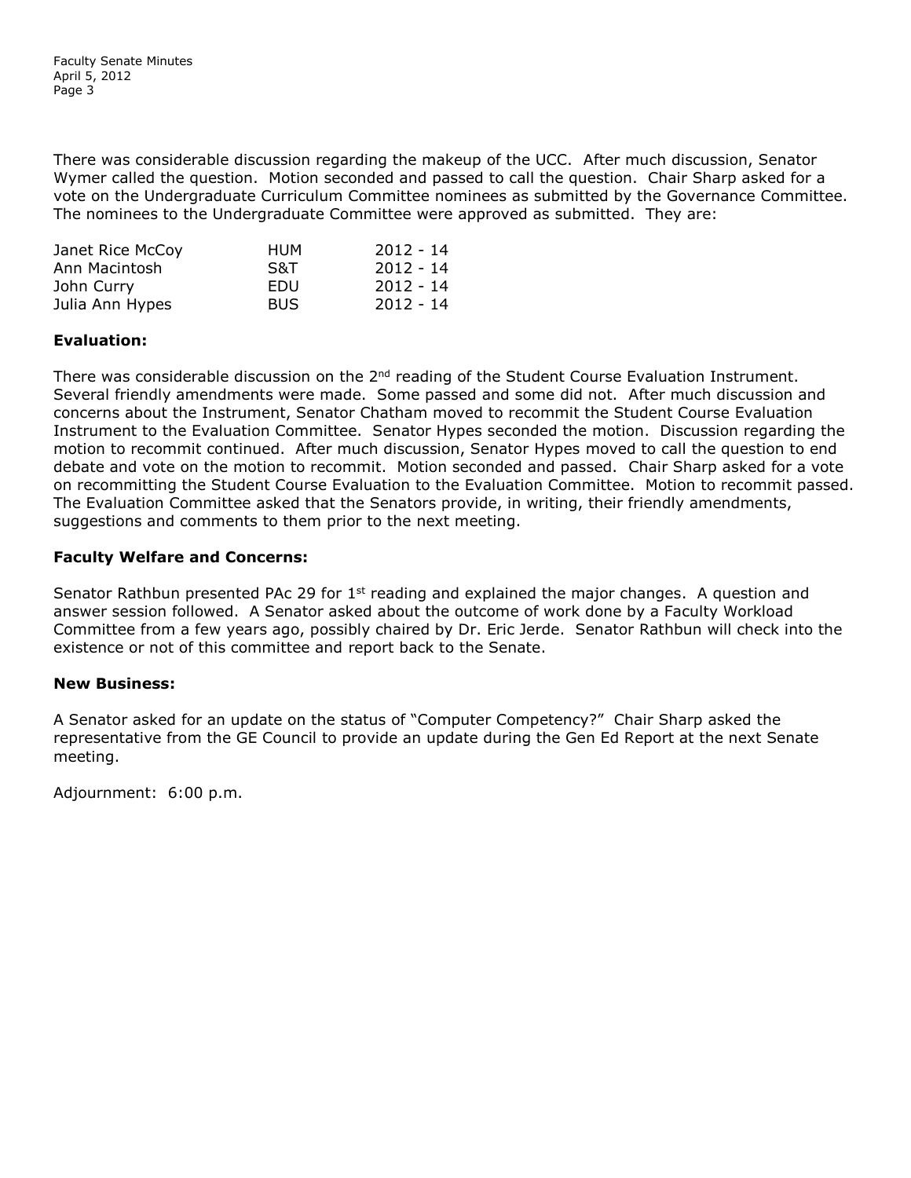There was considerable discussion regarding the makeup of the UCC. After much discussion, Senator Wymer called the question. Motion seconded and passed to call the question. Chair Sharp asked for a vote on the Undergraduate Curriculum Committee nominees as submitted by the Governance Committee. The nominees to the Undergraduate Committee were approved as submitted. They are:

| | | |
|---|---|---|
| Janet Rice McCoy | HUM | 2012 - 14 |
| Ann Macintosh | S&T | 2012 - 14 |
| John Curry | EDU | 2012 - 14 |
| Julia Ann Hypes | BUS | 2012 - 14 |

**Evaluation:**

There was considerable discussion on the 2nd reading of the Student Course Evaluation Instrument. Several friendly amendments were made. Some passed and some did not. After much discussion and concerns about the Instrument, Senator Chatham moved to recommit the Student Course Evaluation Instrument to the Evaluation Committee. Senator Hypes seconded the motion. Discussion regarding the motion to recommit continued. After much discussion, Senator Hypes moved to call the question to end debate and vote on the motion to recommit. Motion seconded and passed. Chair Sharp asked for a vote on recommitting the Student Course Evaluation to the Evaluation Committee. Motion to recommit passed. The Evaluation Committee asked that the Senators provide, in writing, their friendly amendments, suggestions and comments to them prior to the next meeting.

**Faculty Welfare and Concerns:**

Senator Rathbun presented PAc 29 for 1st reading and explained the major changes. A question and answer session followed. A Senator asked about the outcome of work done by a Faculty Workload Committee from a few years ago, possibly chaired by Dr. Eric Jerde. Senator Rathbun will check into the existence or not of this committee and report back to the Senate.

**New Business:**

A Senator asked for an update on the status of "Computer Competency?" Chair Sharp asked the representative from the GE Council to provide an update during the Gen Ed Report at the next Senate meeting.

Adjournment: 6:00 p.m.